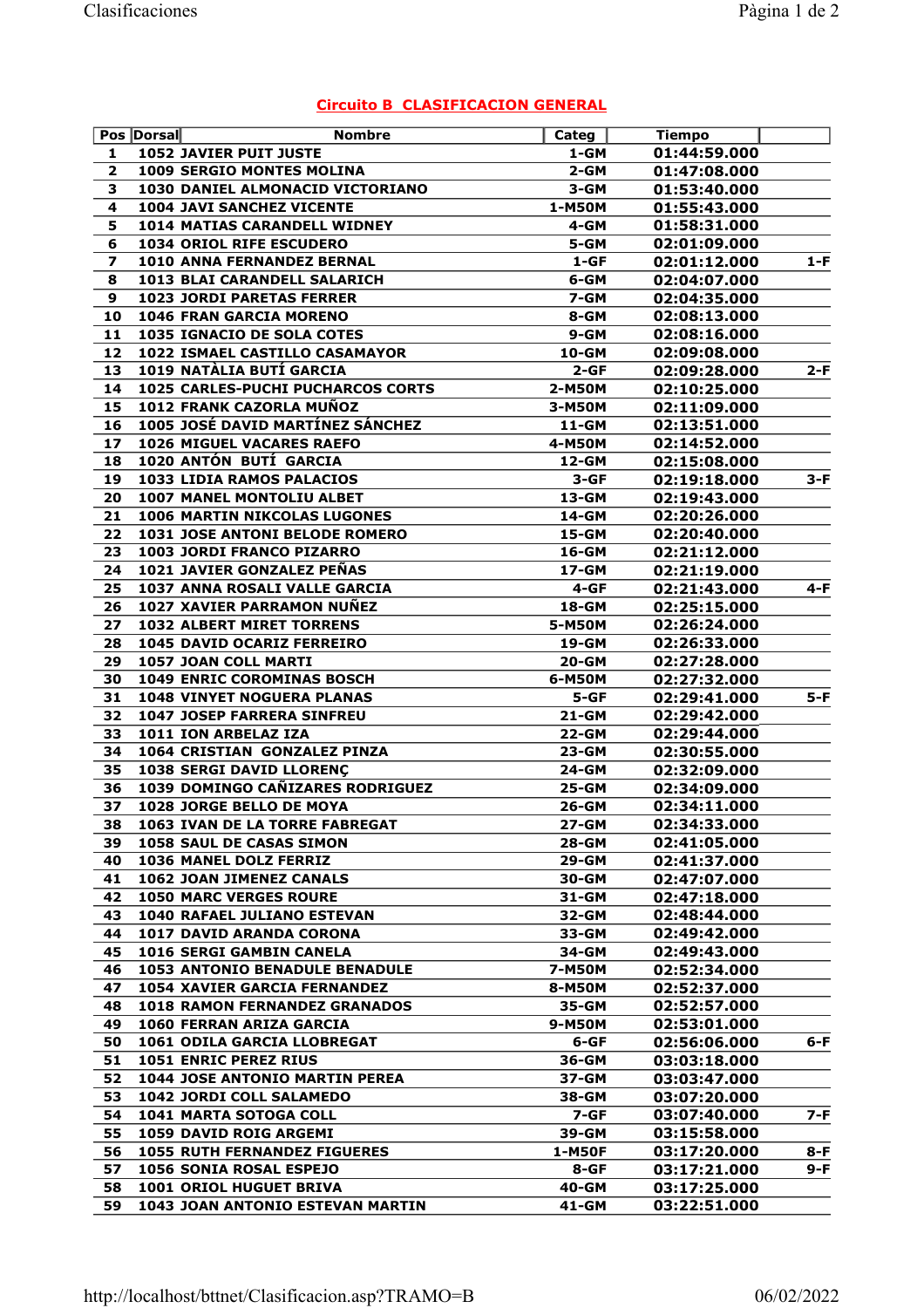## Circuito B CLASIFICACION GENERAL

| Pos | Dorsal | Nombre | Categ | Tiempo | |
|---|---|---|---|---|---|
| 1 | 1052 | JAVIER PUIT JUSTE | 1-GM | 01:44:59.000 | |
| 2 | 1009 | SERGIO MONTES MOLINA | 2-GM | 01:47:08.000 | |
| 3 | 1030 | DANIEL ALMONACID VICTORIANO | 3-GM | 01:53:40.000 | |
| 4 | 1004 | JAVI SANCHEZ VICENTE | 1-M50M | 01:55:43.000 | |
| 5 | 1014 | MATIAS CARANDELL WIDNEY | 4-GM | 01:58:31.000 | |
| 6 | 1034 | ORIOL RIFE ESCUDERO | 5-GM | 02:01:09.000 | |
| 7 | 1010 | ANNA FERNANDEZ BERNAL | 1-GF | 02:01:12.000 | 1-F |
| 8 | 1013 | BLAI CARANDELL SALARICH | 6-GM | 02:04:07.000 | |
| 9 | 1023 | JORDI PARETAS FERRER | 7-GM | 02:04:35.000 | |
| 10 | 1046 | FRAN GARCIA MORENO | 8-GM | 02:08:13.000 | |
| 11 | 1035 | IGNACIO DE SOLA COTES | 9-GM | 02:08:16.000 | |
| 12 | 1022 | ISMAEL CASTILLO CASAMAYOR | 10-GM | 02:09:08.000 | |
| 13 | 1019 | NATÀLIA BUTÍ GARCIA | 2-GF | 02:09:28.000 | 2-F |
| 14 | 1025 | CARLES-PUCHI PUCHARCOS CORTS | 2-M50M | 02:10:25.000 | |
| 15 | 1012 | FRANK CAZORLA MUÑOZ | 3-M50M | 02:11:09.000 | |
| 16 | 1005 | JOSÉ DAVID MARTÍNEZ SÁNCHEZ | 11-GM | 02:13:51.000 | |
| 17 | 1026 | MIGUEL VACARES RAEFO | 4-M50M | 02:14:52.000 | |
| 18 | 1020 | ANTÓN BUTÍ GARCIA | 12-GM | 02:15:08.000 | |
| 19 | 1033 | LIDIA RAMOS PALACIOS | 3-GF | 02:19:18.000 | 3-F |
| 20 | 1007 | MANEL MONTOLIU ALBET | 13-GM | 02:19:43.000 | |
| 21 | 1006 | MARTIN NIKCOLAS LUGONES | 14-GM | 02:20:26.000 | |
| 22 | 1031 | JOSE ANTONI BELODE ROMERO | 15-GM | 02:20:40.000 | |
| 23 | 1003 | JORDI FRANCO PIZARRO | 16-GM | 02:21:12.000 | |
| 24 | 1021 | JAVIER GONZALEZ PEÑAS | 17-GM | 02:21:19.000 | |
| 25 | 1037 | ANNA ROSALI VALLE GARCIA | 4-GF | 02:21:43.000 | 4-F |
| 26 | 1027 | XAVIER PARRAMON NUÑEZ | 18-GM | 02:25:15.000 | |
| 27 | 1032 | ALBERT MIRET TORRENS | 5-M50M | 02:26:24.000 | |
| 28 | 1045 | DAVID OCARIZ FERREIRO | 19-GM | 02:26:33.000 | |
| 29 | 1057 | JOAN COLL MARTI | 20-GM | 02:27:28.000 | |
| 30 | 1049 | ENRIC COROMINAS BOSCH | 6-M50M | 02:27:32.000 | |
| 31 | 1048 | VINYET NOGUERA PLANAS | 5-GF | 02:29:41.000 | 5-F |
| 32 | 1047 | JOSEP FARRERA SINFREU | 21-GM | 02:29:42.000 | |
| 33 | 1011 | ION ARBELAZ IZA | 22-GM | 02:29:44.000 | |
| 34 | 1064 | CRISTIAN GONZALEZ PINZA | 23-GM | 02:30:55.000 | |
| 35 | 1038 | SERGI DAVID LLORENÇ | 24-GM | 02:32:09.000 | |
| 36 | 1039 | DOMINGO CAÑIZARES RODRIGUEZ | 25-GM | 02:34:09.000 | |
| 37 | 1028 | JORGE BELLO DE MOYA | 26-GM | 02:34:11.000 | |
| 38 | 1063 | IVAN DE LA TORRE FABREGAT | 27-GM | 02:34:33.000 | |
| 39 | 1058 | SAUL DE CASAS SIMON | 28-GM | 02:41:05.000 | |
| 40 | 1036 | MANEL DOLZ FERRIZ | 29-GM | 02:41:37.000 | |
| 41 | 1062 | JOAN JIMENEZ CANALS | 30-GM | 02:47:07.000 | |
| 42 | 1050 | MARC VERGES ROURE | 31-GM | 02:47:18.000 | |
| 43 | 1040 | RAFAEL JULIANO ESTEVAN | 32-GM | 02:48:44.000 | |
| 44 | 1017 | DAVID ARANDA CORONA | 33-GM | 02:49:42.000 | |
| 45 | 1016 | SERGI GAMBIN CANELA | 34-GM | 02:49:43.000 | |
| 46 | 1053 | ANTONIO BENADULE BENADULE | 7-M50M | 02:52:34.000 | |
| 47 | 1054 | XAVIER GARCIA FERNANDEZ | 8-M50M | 02:52:37.000 | |
| 48 | 1018 | RAMON FERNANDEZ GRANADOS | 35-GM | 02:52:57.000 | |
| 49 | 1060 | FERRAN ARIZA GARCIA | 9-M50M | 02:53:01.000 | |
| 50 | 1061 | ODILA GARCIA LLOBREGAT | 6-GF | 02:56:06.000 | 6-F |
| 51 | 1051 | ENRIC PEREZ RIUS | 36-GM | 03:03:18.000 | |
| 52 | 1044 | JOSE ANTONIO MARTIN PEREA | 37-GM | 03:03:47.000 | |
| 53 | 1042 | JORDI COLL SALAMEDO | 38-GM | 03:07:20.000 | |
| 54 | 1041 | MARTA SOTOGA COLL | 7-GF | 03:07:40.000 | 7-F |
| 55 | 1059 | DAVID ROIG ARGEMI | 39-GM | 03:15:58.000 | |
| 56 | 1055 | RUTH FERNANDEZ FIGUERES | 1-M50F | 03:17:20.000 | 8-F |
| 57 | 1056 | SONIA ROSAL ESPEJO | 8-GF | 03:17:21.000 | 9-F |
| 58 | 1001 | ORIOL HUGUET BRIVA | 40-GM | 03:17:25.000 | |
| 59 | 1043 | JOAN ANTONIO ESTEVAN MARTIN | 41-GM | 03:22:51.000 | |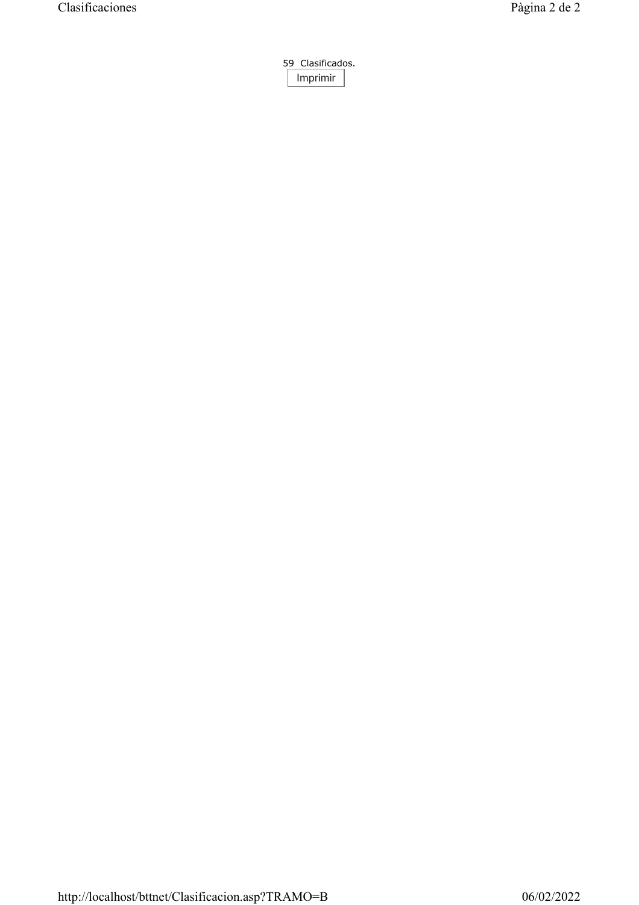59 Clasificados.

Imprimir